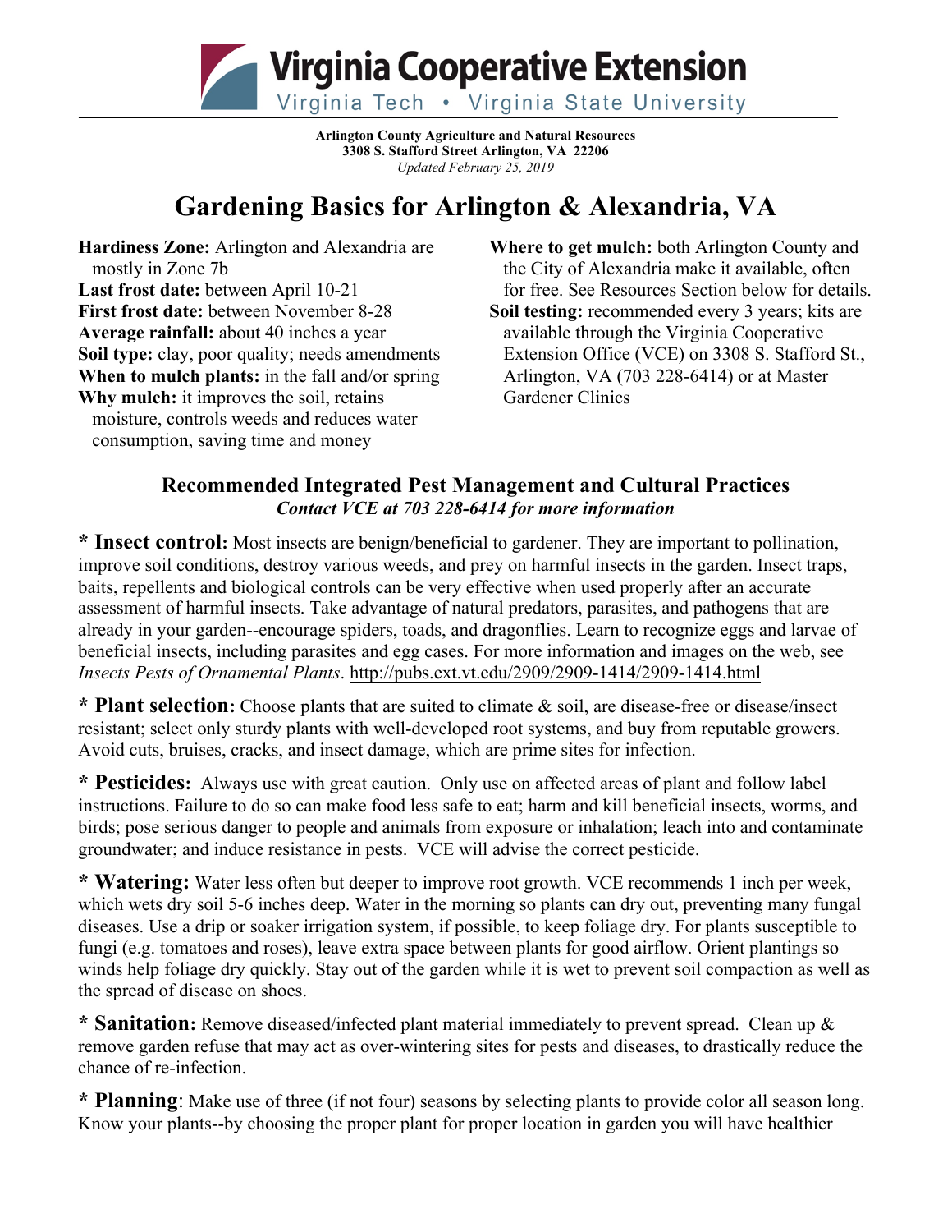# Virginia Cooperative Extension

Virginia Tech • Virginia State University

**Arlington County Agriculture and Natural Resources**
**3308 S. Stafford Street Arlington, VA 22206**
*Updated February 25, 2019*

# Gardening Basics for Arlington & Alexandria, VA

**Hardiness Zone:** Arlington and Alexandria are mostly in Zone 7b
**Last frost date:** between April 10-21
**First frost date:** between November 8-28
**Average rainfall:** about 40 inches a year
**Soil type:** clay, poor quality; needs amendments
**When to mulch plants:** in the fall and/or spring
**Why mulch:** it improves the soil, retains moisture, controls weeds and reduces water consumption, saving time and money

**Where to get mulch:** both Arlington County and the City of Alexandria make it available, often for free. See Resources Section below for details.
**Soil testing:** recommended every 3 years; kits are available through the Virginia Cooperative Extension Office (VCE) on 3308 S. Stafford St., Arlington, VA (703 228-6414) or at Master Gardener Clinics

## Recommended Integrated Pest Management and Cultural Practices

*Contact VCE at 703 228-6414 for more information*

**\* Insect control:** Most insects are benign/beneficial to gardener. They are important to pollination, improve soil conditions, destroy various weeds, and prey on harmful insects in the garden. Insect traps, baits, repellents and biological controls can be very effective when used properly after an accurate assessment of harmful insects. Take advantage of natural predators, parasites, and pathogens that are already in your garden--encourage spiders, toads, and dragonflies. Learn to recognize eggs and larvae of beneficial insects, including parasites and egg cases. For more information and images on the web, see *Insects Pests of Ornamental Plants*. http://pubs.ext.vt.edu/2909/2909-1414/2909-1414.html

**\* Plant selection:** Choose plants that are suited to climate & soil, are disease-free or disease/insect resistant; select only sturdy plants with well-developed root systems, and buy from reputable growers. Avoid cuts, bruises, cracks, and insect damage, which are prime sites for infection.

**\* Pesticides:** Always use with great caution. Only use on affected areas of plant and follow label instructions. Failure to do so can make food less safe to eat; harm and kill beneficial insects, worms, and birds; pose serious danger to people and animals from exposure or inhalation; leach into and contaminate groundwater; and induce resistance in pests. VCE will advise the correct pesticide.

**\* Watering:** Water less often but deeper to improve root growth. VCE recommends 1 inch per week, which wets dry soil 5-6 inches deep. Water in the morning so plants can dry out, preventing many fungal diseases. Use a drip or soaker irrigation system, if possible, to keep foliage dry. For plants susceptible to fungi (e.g. tomatoes and roses), leave extra space between plants for good airflow. Orient plantings so winds help foliage dry quickly. Stay out of the garden while it is wet to prevent soil compaction as well as the spread of disease on shoes.

**\* Sanitation:** Remove diseased/infected plant material immediately to prevent spread. Clean up & remove garden refuse that may act as over-wintering sites for pests and diseases, to drastically reduce the chance of re-infection.

**\* Planning**: Make use of three (if not four) seasons by selecting plants to provide color all season long. Know your plants--by choosing the proper plant for proper location in garden you will have healthier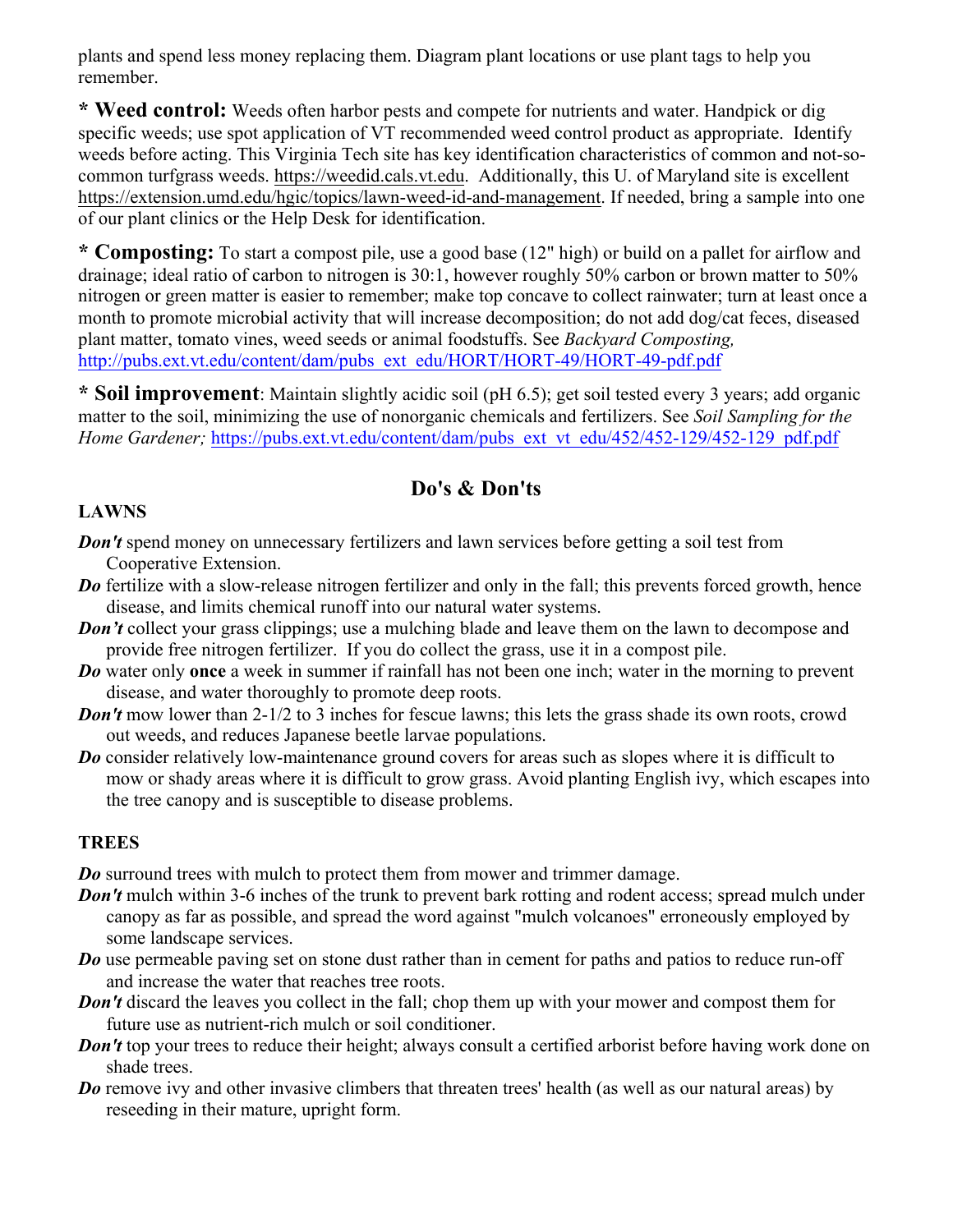plants and spend less money replacing them. Diagram plant locations or use plant tags to help you remember.

**\* Weed control:** Weeds often harbor pests and compete for nutrients and water. Handpick or dig specific weeds; use spot application of VT recommended weed control product as appropriate. Identify weeds before acting. This Virginia Tech site has key identification characteristics of common and not-so-common turfgrass weeds. https://weedid.cals.vt.edu. Additionally, this U. of Maryland site is excellent https://extension.umd.edu/hgic/topics/lawn-weed-id-and-management. If needed, bring a sample into one of our plant clinics or the Help Desk for identification.

**\* Composting:** To start a compost pile, use a good base (12" high) or build on a pallet for airflow and drainage; ideal ratio of carbon to nitrogen is 30:1, however roughly 50% carbon or brown matter to 50% nitrogen or green matter is easier to remember; make top concave to collect rainwater; turn at least once a month to promote microbial activity that will increase decomposition; do not add dog/cat feces, diseased plant matter, tomato vines, weed seeds or animal foodstuffs. See *Backyard Composting,* http://pubs.ext.vt.edu/content/dam/pubs_ext_edu/HORT/HORT-49/HORT-49-pdf.pdf

**\* Soil improvement**: Maintain slightly acidic soil (pH 6.5); get soil tested every 3 years; add organic matter to the soil, minimizing the use of nonorganic chemicals and fertilizers. See *Soil Sampling for the Home Gardener;* https://pubs.ext.vt.edu/content/dam/pubs_ext_vt_edu/452/452-129/452-129_pdf.pdf

## Do's & Don'ts

**LAWNS**

***Don't*** spend money on unnecessary fertilizers and lawn services before getting a soil test from Cooperative Extension.

***Do*** fertilize with a slow-release nitrogen fertilizer and only in the fall; this prevents forced growth, hence disease, and limits chemical runoff into our natural water systems.

***Don't*** collect your grass clippings; use a mulching blade and leave them on the lawn to decompose and provide free nitrogen fertilizer. If you do collect the grass, use it in a compost pile.

***Do*** water only **once** a week in summer if rainfall has not been one inch; water in the morning to prevent disease, and water thoroughly to promote deep roots.

***Don't*** mow lower than 2-1/2 to 3 inches for fescue lawns; this lets the grass shade its own roots, crowd out weeds, and reduces Japanese beetle larvae populations.

***Do*** consider relatively low-maintenance ground covers for areas such as slopes where it is difficult to mow or shady areas where it is difficult to grow grass. Avoid planting English ivy, which escapes into the tree canopy and is susceptible to disease problems.

**TREES**

***Do*** surround trees with mulch to protect them from mower and trimmer damage.

***Don't*** mulch within 3-6 inches of the trunk to prevent bark rotting and rodent access; spread mulch under canopy as far as possible, and spread the word against "mulch volcanoes" erroneously employed by some landscape services.

***Do*** use permeable paving set on stone dust rather than in cement for paths and patios to reduce run-off and increase the water that reaches tree roots.

***Don't*** discard the leaves you collect in the fall; chop them up with your mower and compost them for future use as nutrient-rich mulch or soil conditioner.

***Don't*** top your trees to reduce their height; always consult a certified arborist before having work done on shade trees.

***Do*** remove ivy and other invasive climbers that threaten trees' health (as well as our natural areas) by reseeding in their mature, upright form.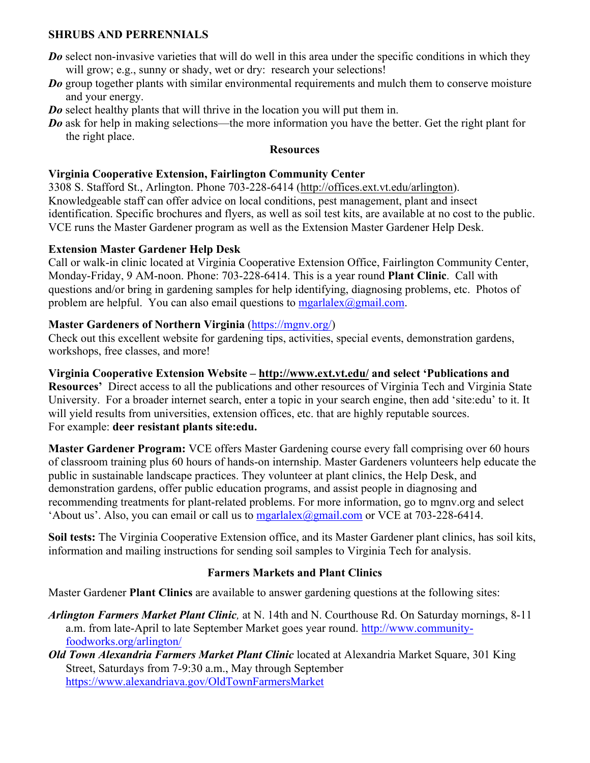**SHRUBS AND PERRENNIALS**

- ***Do*** select non-invasive varieties that will do well in this area under the specific conditions in which they will grow; e.g., sunny or shady, wet or dry: research your selections!
- ***Do*** group together plants with similar environmental requirements and mulch them to conserve moisture and your energy.
- ***Do*** select healthy plants that will thrive in the location you will put them in.
- ***Do*** ask for help in making selections—the more information you have the better. Get the right plant for the right place.

## Resources

**Virginia Cooperative Extension, Fairlington Community Center**
3308 S. Stafford St., Arlington. Phone 703-228-6414 (http://offices.ext.vt.edu/arlington). Knowledgeable staff can offer advice on local conditions, pest management, plant and insect identification. Specific brochures and flyers, as well as soil test kits, are available at no cost to the public. VCE runs the Master Gardener program as well as the Extension Master Gardener Help Desk.

**Extension Master Gardener Help Desk**
Call or walk-in clinic located at Virginia Cooperative Extension Office, Fairlington Community Center, Monday-Friday, 9 AM-noon. Phone: 703-228-6414. This is a year round **Plant Clinic**. Call with questions and/or bring in gardening samples for help identifying, diagnosing problems, etc. Photos of problem are helpful. You can also email questions to mgarlalex@gmail.com.

**Master Gardeners of Northern Virginia** (https://mgnv.org/)
Check out this excellent website for gardening tips, activities, special events, demonstration gardens, workshops, free classes, and more!

**Virginia Cooperative Extension Website – http://www.ext.vt.edu/ and select 'Publications and Resources'** Direct access to all the publications and other resources of Virginia Tech and Virginia State University. For a broader internet search, enter a topic in your search engine, then add 'site:edu' to it. It will yield results from universities, extension offices, etc. that are highly reputable sources.
For example: **deer resistant plants site:edu.**

**Master Gardener Program:** VCE offers Master Gardening course every fall comprising over 60 hours of classroom training plus 60 hours of hands-on internship. Master Gardeners volunteers help educate the public in sustainable landscape practices. They volunteer at plant clinics, the Help Desk, and demonstration gardens, offer public education programs, and assist people in diagnosing and recommending treatments for plant-related problems. For more information, go to mgnv.org and select 'About us'. Also, you can email or call us to mgarlalex@gmail.com or VCE at 703-228-6414.

**Soil tests:** The Virginia Cooperative Extension office, and its Master Gardener plant clinics, has soil kits, information and mailing instructions for sending soil samples to Virginia Tech for analysis.

## Farmers Markets and Plant Clinics

Master Gardener **Plant Clinics** are available to answer gardening questions at the following sites:

- ***Arlington Farmers Market Plant Clinic,*** at N. 14th and N. Courthouse Rd. On Saturday mornings, 8-11 a.m. from late-April to late September Market goes year round. http://www.community-foodworks.org/arlington/
- ***Old Town Alexandria Farmers Market Plant Clinic*** located at Alexandria Market Square, 301 King Street, Saturdays from 7-9:30 a.m., May through September https://www.alexandriava.gov/OldTownFarmersMarket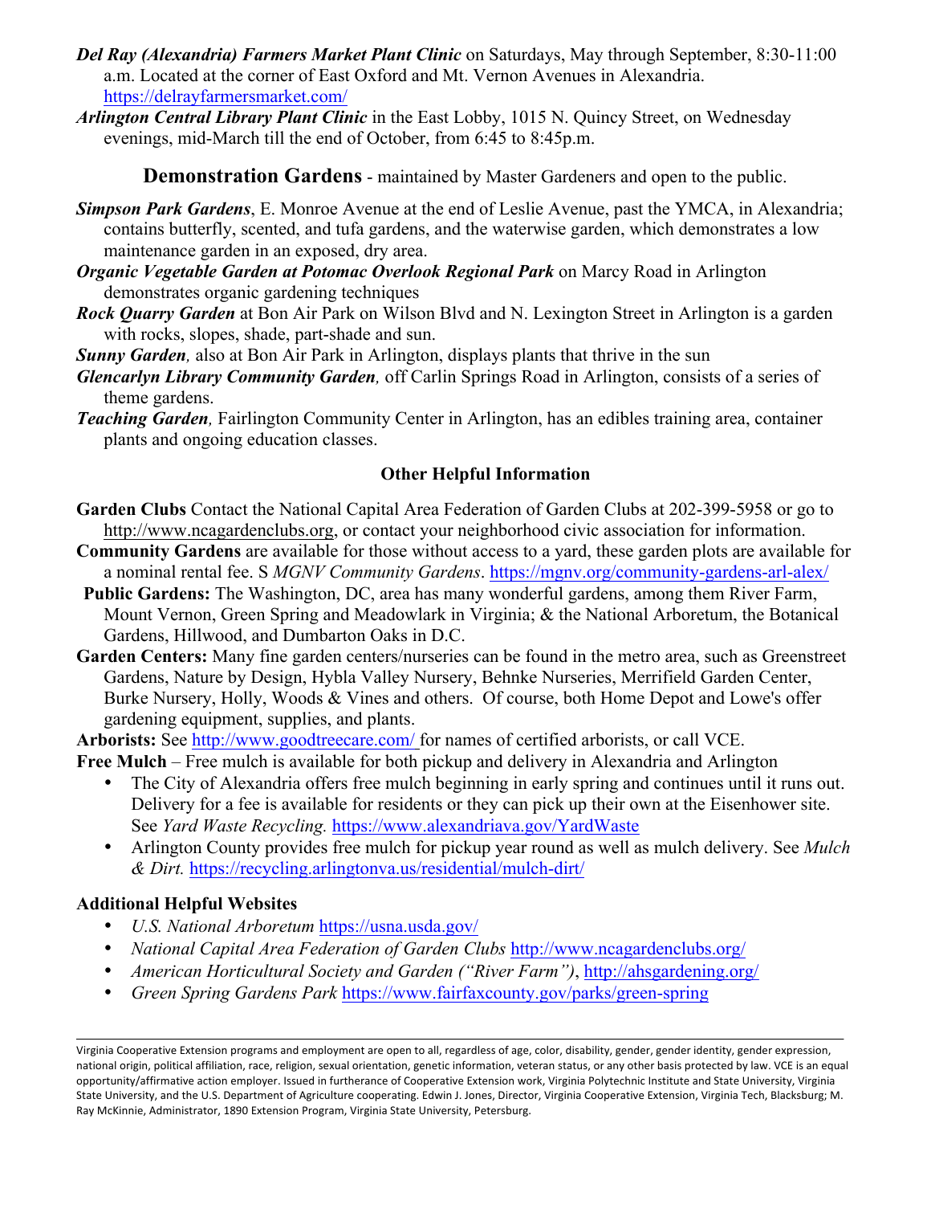***Del Ray (Alexandria) Farmers Market Plant Clinic*** on Saturdays, May through September, 8:30-11:00 a.m. Located at the corner of East Oxford and Mt. Vernon Avenues in Alexandria. https://delrayfarmersmarket.com/

***Arlington Central Library Plant Clinic*** in the East Lobby, 1015 N. Quincy Street, on Wednesday evenings, mid-March till the end of October, from 6:45 to 8:45p.m.

## **Demonstration Gardens** - maintained by Master Gardeners and open to the public.

***Simpson Park Gardens***, E. Monroe Avenue at the end of Leslie Avenue, past the YMCA, in Alexandria; contains butterfly, scented, and tufa gardens, and the waterwise garden, which demonstrates a low maintenance garden in an exposed, dry area.

***Organic Vegetable Garden at Potomac Overlook Regional Park*** on Marcy Road in Arlington demonstrates organic gardening techniques

***Rock Quarry Garden*** at Bon Air Park on Wilson Blvd and N. Lexington Street in Arlington is a garden with rocks, slopes, shade, part-shade and sun.

***Sunny Garden****,* also at Bon Air Park in Arlington, displays plants that thrive in the sun

***Glencarlyn Library Community Garden****,* off Carlin Springs Road in Arlington, consists of a series of theme gardens.

***Teaching Garden****,* Fairlington Community Center in Arlington, has an edibles training area, container plants and ongoing education classes.

### Other Helpful Information

**Garden Clubs** Contact the National Capital Area Federation of Garden Clubs at 202-399-5958 or go to http://www.ncagardenclubs.org, or contact your neighborhood civic association for information.

**Community Gardens** are available for those without access to a yard, these garden plots are available for a nominal rental fee. S *MGNV Community Gardens*. https://mgnv.org/community-gardens-arl-alex/

**Public Gardens:** The Washington, DC, area has many wonderful gardens, among them River Farm, Mount Vernon, Green Spring and Meadowlark in Virginia; & the National Arboretum, the Botanical Gardens, Hillwood, and Dumbarton Oaks in D.C.

**Garden Centers:** Many fine garden centers/nurseries can be found in the metro area, such as Greenstreet Gardens, Nature by Design, Hybla Valley Nursery, Behnke Nurseries, Merrifield Garden Center, Burke Nursery, Holly, Woods & Vines and others. Of course, both Home Depot and Lowe's offer gardening equipment, supplies, and plants.

**Arborists:** See http://www.goodtreecare.com/ for names of certified arborists, or call VCE.

**Free Mulch** – Free mulch is available for both pickup and delivery in Alexandria and Arlington

- The City of Alexandria offers free mulch beginning in early spring and continues until it runs out. Delivery for a fee is available for residents or they can pick up their own at the Eisenhower site. See *Yard Waste Recycling.* https://www.alexandriava.gov/YardWaste
- Arlington County provides free mulch for pickup year round as well as mulch delivery. See *Mulch & Dirt.* https://recycling.arlingtonva.us/residential/mulch-dirt/

### Additional Helpful Websites

- *U.S. National Arboretum* https://usna.usda.gov/
- *National Capital Area Federation of Garden Clubs* http://www.ncagardenclubs.org/
- *American Horticultural Society and Garden ("River Farm")*, http://ahsgardening.org/
- *Green Spring Gardens Park* https://www.fairfaxcounty.gov/parks/green-spring

---

Virginia Cooperative Extension programs and employment are open to all, regardless of age, color, disability, gender, gender identity, gender expression, national origin, political affiliation, race, religion, sexual orientation, genetic information, veteran status, or any other basis protected by law. VCE is an equal opportunity/affirmative action employer. Issued in furtherance of Cooperative Extension work, Virginia Polytechnic Institute and State University, Virginia State University, and the U.S. Department of Agriculture cooperating. Edwin J. Jones, Director, Virginia Cooperative Extension, Virginia Tech, Blacksburg; M. Ray McKinnie, Administrator, 1890 Extension Program, Virginia State University, Petersburg.